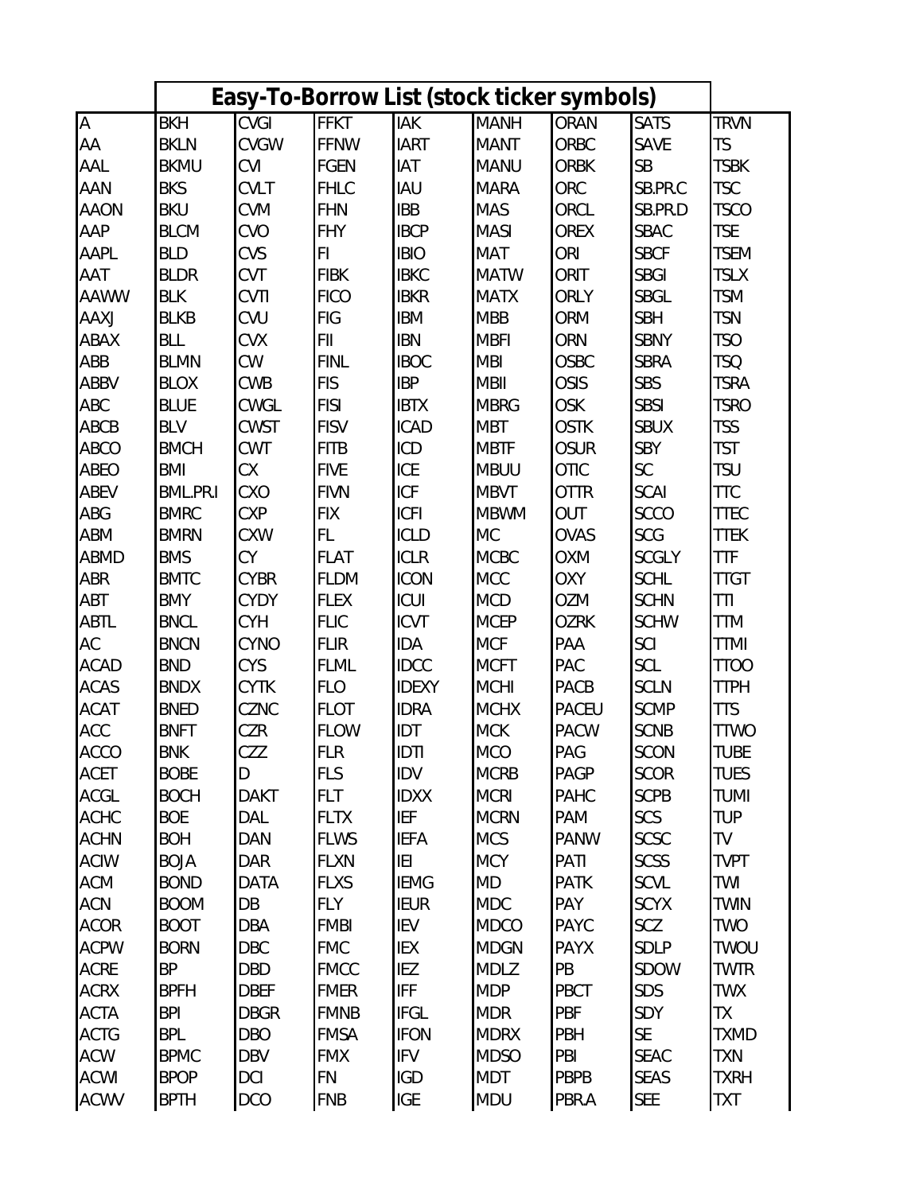# Easy-To-Borrow List (stock ticker symbols)

| | | | | | | | | |
|---|---|---|---|---|---|---|---|---|
| A | BKH | CVGI | FFKT | IAK | MANH | ORAN | SATS | TRVN |
| AA | BKLN | CVGW | FFNW | IART | MANT | ORBC | SAVE | TS |
| AAL | BKMU | CVI | FGEN | IAT | MANU | ORBK | SB | TSBK |
| AAN | BKS | CVLT | FHLC | IAU | MARA | ORC | SB.PR.C | TSC |
| AAON | BKU | CVM | FHN | IBB | MAS | ORCL | SB.PR.D | TSCO |
| AAP | BLCM | CVO | FHY | IBCP | MASI | OREX | SBAC | TSE |
| AAPL | BLD | CVS | FI | IBIO | MAT | ORI | SBCF | TSEM |
| AAT | BLDR | CVT | FIBK | IBKC | MATW | ORIT | SBGI | TSLX |
| AAWW | BLK | CVTI | FICO | IBKR | MATX | ORLY | SBGL | TSM |
| AAXJ | BLKB | CVU | FIG | IBM | MBB | ORM | SBH | TSN |
| ABAX | BLL | CVX | FII | IBN | MBFI | ORN | SBNY | TSO |
| ABB | BLMN | CW | FINL | IBOC | MBI | OSBC | SBRA | TSQ |
| ABBV | BLOX | CWB | FIS | IBP | MBII | OSIS | SBS | TSRA |
| ABC | BLUE | CWGL | FISI | IBTX | MBRG | OSK | SBSI | TSRO |
| ABCB | BLV | CWST | FISV | ICAD | MBT | OSTK | SBUX | TSS |
| ABCO | BMCH | CWT | FITB | ICD | MBTF | OSUR | SBY | TST |
| ABEO | BMI | CX | FIVE | ICE | MBUU | OTIC | SC | TSU |
| ABEV | BML.PR.I | CXO | FIVN | ICF | MBVT | OTTR | SCAI | TTC |
| ABG | BMRC | CXP | FIX | ICFI | MBWM | OUT | SCCO | TTEC |
| ABM | BMRN | CXW | FL | ICLD | MC | OVAS | SCG | TTEK |
| ABMD | BMS | CY | FLAT | ICLR | MCBC | OXM | SCGLY | TTF |
| ABR | BMTC | CYBR | FLDM | ICON | MCC | OXY | SCHL | TTGT |
| ABT | BMY | CYDY | FLEX | ICUI | MCD | OZM | SCHN | TTI |
| ABTL | BNCL | CYH | FLIC | ICVT | MCEP | OZRK | SCHW | TTM |
| AC | BNCN | CYNO | FLIR | IDA | MCF | PAA | SCI | TTMI |
| ACAD | BND | CYS | FLML | IDCC | MCFT | PAC | SCL | TTOO |
| ACAS | BNDX | CYTK | FLO | IDEXY | MCHI | PACB | SCLN | TTPH |
| ACAT | BNED | CZNC | FLOT | IDRA | MCHX | PACEU | SCMP | TTS |
| ACC | BNFT | CZR | FLOW | IDT | MCK | PACW | SCNB | TTWO |
| ACCO | BNK | CZZ | FLR | IDTI | MCO | PAG | SCON | TUBE |
| ACET | BOBE | D | FLS | IDV | MCRB | PAGP | SCOR | TUES |
| ACGL | BOCH | DAKT | FLT | IDXX | MCRI | PAHC | SCPB | TUMI |
| ACHC | BOE | DAL | FLTX | IEF | MCRN | PAM | SCS | TUP |
| ACHN | BOH | DAN | FLWS | IEFA | MCS | PANW | SCSC | TV |
| ACIW | BOJA | DAR | FLXN | IEI | MCY | PATI | SCSS | TVPT |
| ACM | BOND | DATA | FLXS | IEMG | MD | PATK | SCVL | TWI |
| ACN | BOOM | DB | FLY | IEUR | MDC | PAY | SCYX | TWIN |
| ACOR | BOOT | DBA | FMBI | IEV | MDCO | PAYC | SCZ | TWO |
| ACPW | BORN | DBC | FMC | IEX | MDGN | PAYX | SDLP | TWOU |
| ACRE | BP | DBD | FMCC | IEZ | MDLZ | PB | SDOW | TWTR |
| ACRX | BPFH | DBEF | FMER | IFF | MDP | PBCT | SDS | TWX |
| ACTA | BPI | DBGR | FMNB | IFGL | MDR | PBF | SDY | TX |
| ACTG | BPL | DBO | FMSA | IFON | MDRX | PBH | SE | TXMD |
| ACW | BPMC | DBV | FMX | IFV | MDSO | PBI | SEAC | TXN |
| ACWI | BPOP | DCI | FN | IGD | MDT | PBPB | SEAS | TXRH |
| ACWV | BPTH | DCO | FNB | IGE | MDU | PBR.A | SEE | TXT |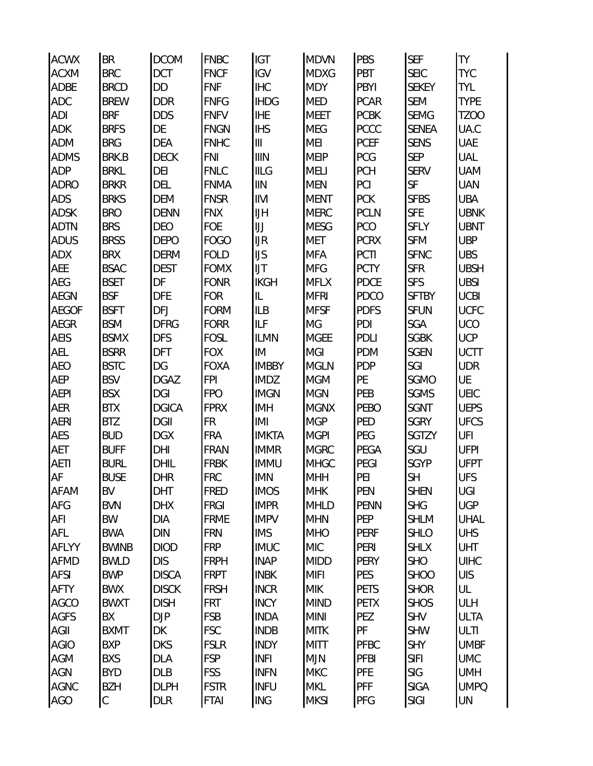| ACWX | BR | DCOM | FNBC | IGT | MDVN | PBS | SEF | TY |
|---|---|---|---|---|---|---|---|---|
| ACXM | BRC | DCT | FNCF | IGV | MDXG | PBT | SEIC | TYC |
| ADBE | BRCD | DD | FNF | IHC | MDY | PBYI | SEKEY | TYL |
| ADC | BREW | DDR | FNFG | IHDG | MED | PCAR | SEM | TYPE |
| ADI | BRF | DDS | FNFV | IHE | MEET | PCBK | SEMG | TZOO |
| ADK | BRFS | DE | FNGN | IHS | MEG | PCCC | SENEA | UA.C |
| ADM | BRG | DEA | FNHC | III | MEI | PCEF | SENS | UAE |
| ADMS | BRK.B | DECK | FNI | IIIN | MEIP | PCG | SEP | UAL |
| ADP | BRKL | DEI | FNLC | IILG | MELI | PCH | SERV | UAM |
| ADRO | BRKR | DEL | FNMA | IIN | MEN | PCI | SF | UAN |
| ADS | BRKS | DEM | FNSR | IIVI | MENT | PCK | SFBS | UBA |
| ADSK | BRO | DENN | FNX | IJH | MERC | PCLN | SFE | UBNK |
| ADTN | BRS | DEO | FOE | IJJ | MESG | PCO | SFLY | UBNT |
| ADUS | BRSS | DEPO | FOGO | IJR | MET | PCRX | SFM | UBP |
| ADX | BRX | DERM | FOLD | IJS | MFA | PCTI | SFNC | UBS |
| AEE | BSAC | DEST | FOMX | IJT | MFG | PCTY | SFR | UBSH |
| AEG | BSET | DF | FONR | IKGH | MFLX | PDCE | SFS | UBSI |
| AEGN | BSF | DFE | FOR | IL | MFRI | PDCO | SFTBY | UCBI |
| AEGOF | BSFT | DFJ | FORM | ILB | MFSF | PDFS | SFUN | UCFC |
| AEGR | BSM | DFRG | FORR | ILF | MG | PDI | SGA | UCO |
| AEIS | BSMX | DFS | FOSL | ILMN | MGEE | PDLI | SGBK | UCP |
| AEL | BSRR | DFT | FOX | IM | MGI | PDM | SGEN | UCTT |
| AEO | BSTC | DG | FOXA | IMBBY | MGLN | PDP | SGI | UDR |
| AEP | BSV | DGAZ | FPI | IMDZ | MGM | PE | SGMO | UE |
| AEPI | BSX | DGI | FPO | IMGN | MGN | PEB | SGMS | UEIC |
| AER | BTX | DGICA | FPRX | IMH | MGNX | PEBO | SGNT | UEPS |
| AERI | BTZ | DGII | FR | IMI | MGP | PED | SGRY | UFCS |
| AES | BUD | DGX | FRA | IMKTA | MGPI | PEG | SGTZY | UFI |
| AET | BUFF | DHI | FRAN | IMMR | MGRC | PEGA | SGU | UFPI |
| AETI | BURL | DHIL | FRBK | IMMU | MHGC | PEGI | SGYP | UFPT |
| AF | BUSE | DHR | FRC | IMN | MHH | PEI | SH | UFS |
| AFAM | BV | DHT | FRED | IMOS | MHK | PEN | SHEN | UGI |
| AFG | BVN | DHX | FRGI | IMPR | MHLD | PENN | SHG | UGP |
| AFI | BW | DIA | FRME | IMPV | MHN | PEP | SHLM | UHAL |
| AFL | BWA | DIN | FRN | IMS | MHO | PERF | SHLO | UHS |
| AFLYY | BWINB | DIOD | FRP | IMUC | MIC | PERI | SHLX | UHT |
| AFMD | BWLD | DIS | FRPH | INAP | MIDD | PERY | SHO | UIHC |
| AFSI | BWP | DISCA | FRPT | INBK | MIFI | PES | SHOO | UIS |
| AFTY | BWX | DISCK | FRSH | INCR | MIK | PETS | SHOR | UL |
| AGCO | BWXT | DISH | FRT | INCY | MIND | PETX | SHOS | ULH |
| AGFS | BX | DJP | FSB | INDA | MINI | PEZ | SHV | ULTA |
| AGII | BXMT | DK | FSC | INDB | MITK | PF | SHW | ULTI |
| AGIO | BXP | DKS | FSLR | INDY | MITT | PFBC | SHY | UMBF |
| AGM | BXS | DLA | FSP | INFI | MJN | PFBI | SIFI | UMC |
| AGN | BYD | DLB | FSS | INFN | MKC | PFE | SIG | UMH |
| AGNC | BZH | DLPH | FSTR | INFU | MKL | PFF | SIGA | UMPQ |
| AGO | C | DLR | FTAI | ING | MKSI | PFG | SIGI | UN |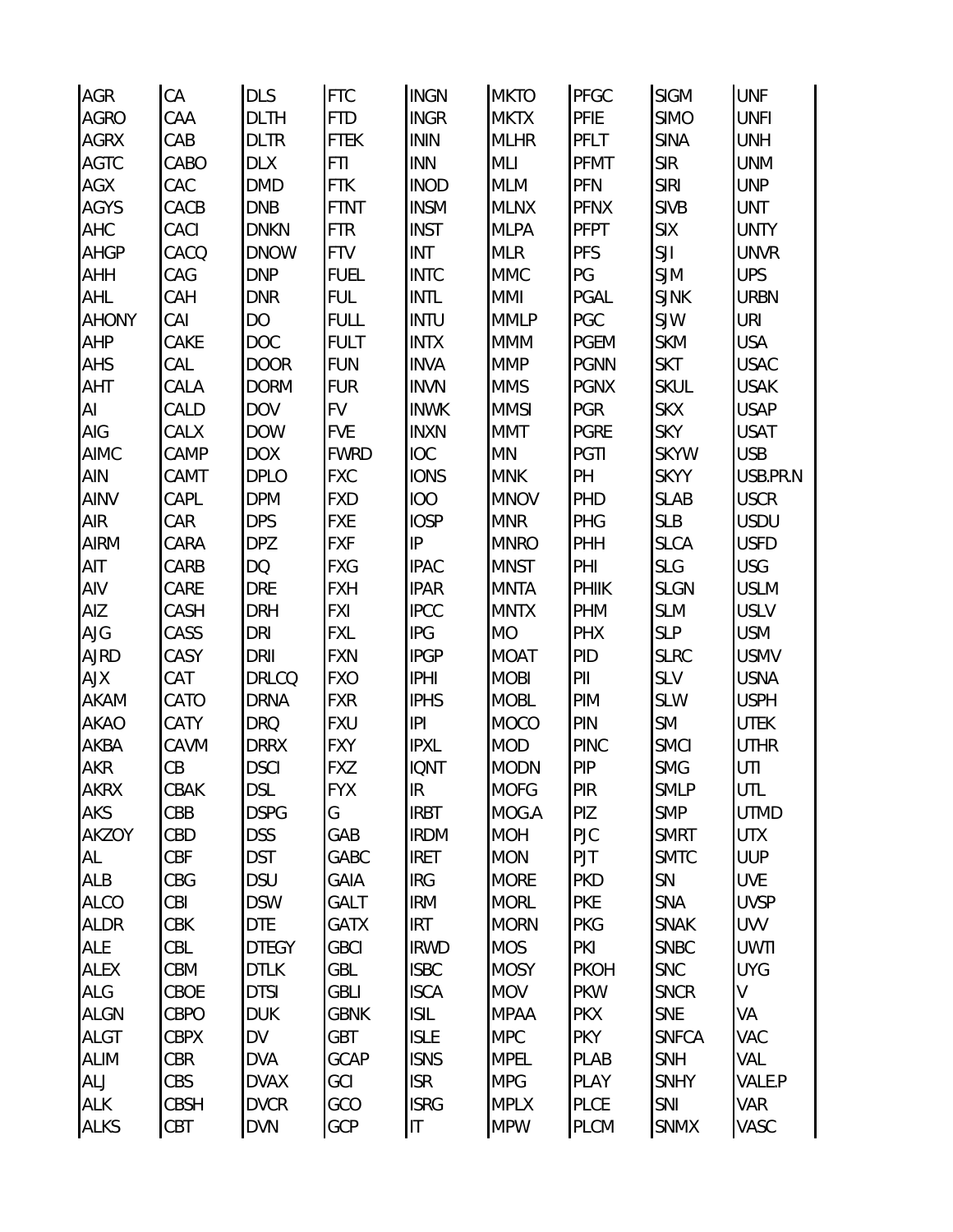| AGR | CA | DLS | FTC | INGN | MKTO | PFGC | SIGM | UNF |
|---|---|---|---|---|---|---|---|---|
| AGRO | CAA | DLTH | FTD | INGR | MKTX | PFIE | SIMO | UNFI |
| AGRX | CAB | DLTR | FTEK | ININ | MLHR | PFLT | SINA | UNH |
| AGTC | CABO | DLX | FTI | INN | MLI | PFMT | SIR | UNM |
| AGX | CAC | DMD | FTK | INOD | MLM | PFN | SIRI | UNP |
| AGYS | CACB | DNB | FTNT | INSM | MLNX | PFNX | SIVB | UNT |
| AHC | CACI | DNKN | FTR | INST | MLPA | PFPT | SIX | UNTY |
| AHGP | CACQ | DNOW | FTV | INT | MLR | PFS | SJI | UNVR |
| AHH | CAG | DNP | FUEL | INTC | MMC | PG | SJM | UPS |
| AHL | CAH | DNR | FUL | INTL | MMI | PGAL | SJNK | URBN |
| AHONY | CAI | DO | FULL | INTU | MMLP | PGC | SJW | URI |
| AHP | CAKE | DOC | FULT | INTX | MMM | PGEM | SKM | USA |
| AHS | CAL | DOOR | FUN | INVA | MMP | PGNN | SKT | USAC |
| AHT | CALA | DORM | FUR | INVN | MMS | PGNX | SKUL | USAK |
| AI | CALD | DOV | FV | INWK | MMSI | PGR | SKX | USAP |
| AIG | CALX | DOW | FVE | INXN | MMT | PGRE | SKY | USAT |
| AIMC | CAMP | DOX | FWRD | IOC | MN | PGTI | SKYW | USB |
| AIN | CAMT | DPLO | FXC | IONS | MNK | PH | SKYY | USB.PR.N |
| AINV | CAPL | DPM | FXD | IOO | MNOV | PHD | SLAB | USCR |
| AIR | CAR | DPS | FXE | IOSP | MNR | PHG | SLB | USDU |
| AIRM | CARA | DPZ | FXF | IP | MNRO | PHH | SLCA | USFD |
| AIT | CARB | DQ | FXG | IPAC | MNST | PHI | SLG | USG |
| AIV | CARE | DRE | FXH | IPAR | MNTA | PHIIK | SLGN | USLM |
| AIZ | CASH | DRH | FXI | IPCC | MNTX | PHM | SLM | USLV |
| AJG | CASS | DRI | FXL | IPG | MO | PHX | SLP | USM |
| AJRD | CASY | DRII | FXN | IPGP | MOAT | PID | SLRC | USMV |
| AJX | CAT | DRLCQ | FXO | IPHI | MOBI | PII | SLV | USNA |
| AKAM | CATO | DRNA | FXR | IPHS | MOBL | PIM | SLW | USPH |
| AKAO | CATY | DRQ | FXU | IPI | MOCO | PIN | SM | UTEK |
| AKBA | CAVM | DRRX | FXY | IPXL | MOD | PINC | SMCI | UTHR |
| AKR | CB | DSCI | FXZ | IQNT | MODN | PIP | SMG | UTI |
| AKRX | CBAK | DSL | FYX | IR | MOFG | PIR | SMLP | UTL |
| AKS | CBB | DSPG | G | IRBT | MOG.A | PIZ | SMP | UTMD |
| AKZOY | CBD | DSS | GAB | IRDM | MOH | PJC | SMRT | UTX |
| AL | CBF | DST | GABC | IRET | MON | PJT | SMTC | UUP |
| ALB | CBG | DSU | GAIA | IRG | MORE | PKD | SN | UVE |
| ALCO | CBI | DSW | GALT | IRM | MORL | PKE | SNA | UVSP |
| ALDR | CBK | DTE | GATX | IRT | MORN | PKG | SNAK | UVV |
| ALE | CBL | DTEGY | GBCI | IRWD | MOS | PKI | SNBC | UWTI |
| ALEX | CBM | DTLK | GBL | ISBC | MOSY | PKOH | SNC | UYG |
| ALG | CBOE | DTSI | GBLI | ISCA | MOV | PKW | SNCR | V |
| ALGN | CBPO | DUK | GBNK | ISIL | MPAA | PKX | SNE | VA |
| ALGT | CBPX | DV | GBT | ISLE | MPC | PKY | SNFCA | VAC |
| ALIM | CBR | DVA | GCAP | ISNS | MPEL | PLAB | SNH | VAL |
| ALJ | CBS | DVAX | GCI | ISR | MPG | PLAY | SNHY | VALE.P |
| ALK | CBSH | DVCR | GCO | ISRG | MPLX | PLCE | SNI | VAR |
| ALKS | CBT | DVN | GCP | IT | MPW | PLCM | SNMX | VASC |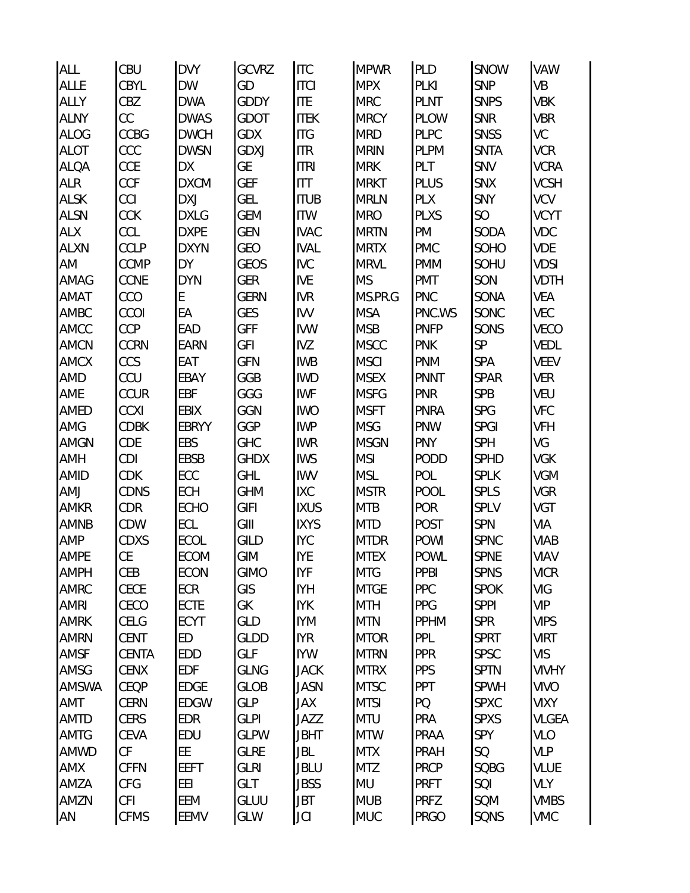| | | | | | | | | |
|---|---|---|---|---|---|---|---|---|
| ALL | CBU | DVY | GCVRZ | ITC | MPWR | PLD | SNOW | VAW |
| ALLE | CBYL | DW | GD | ITCI | MPX | PLKI | SNP | VB |
| ALLY | CBZ | DWA | GDDY | ITE | MRC | PLNT | SNPS | VBK |
| ALNY | CC | DWAS | GDOT | ITEK | MRCY | PLOW | SNR | VBR |
| ALOG | CCBG | DWCH | GDX | ITG | MRD | PLPC | SNSS | VC |
| ALOT | CCC | DWSN | GDXJ | ITR | MRIN | PLPM | SNTA | VCR |
| ALQA | CCE | DX | GE | ITRI | MRK | PLT | SNV | VCRA |
| ALR | CCF | DXCM | GEF | ITT | MRKT | PLUS | SNX | VCSH |
| ALSK | CCI | DXJ | GEL | ITUB | MRLN | PLX | SNY | VCV |
| ALSN | CCK | DXLG | GEM | ITW | MRO | PLXS | SO | VCYT |
| ALX | CCL | DXPE | GEN | IVAC | MRTN | PM | SODA | VDC |
| ALXN | CCLP | DXYN | GEO | IVAL | MRTX | PMC | SOHO | VDE |
| AM | CCMP | DY | GEOS | IVC | MRVL | PMM | SOHU | VDSI |
| AMAG | CCNE | DYN | GER | IVE | MS | PMT | SON | VDTH |
| AMAT | CCO | E | GERN | IVR | MS.PR.G | PNC | SONA | VEA |
| AMBC | CCOI | EA | GES | IVV | MSA | PNC.WS | SONC | VEC |
| AMCC | CCP | EAD | GFF | IVW | MSB | PNFP | SONS | VECO |
| AMCN | CCRN | EARN | GFI | IVZ | MSCC | PNK | SP | VEDL |
| AMCX | CCS | EAT | GFN | IWB | MSCI | PNM | SPA | VEEV |
| AMD | CCU | EBAY | GGB | IWD | MSEX | PNNT | SPAR | VER |
| AME | CCUR | EBF | GGG | IWF | MSFG | PNR | SPB | VEU |
| AMED | CCXI | EBIX | GGN | IWO | MSFT | PNRA | SPG | VFC |
| AMG | CDBK | EBRYY | GGP | IWP | MSG | PNW | SPGI | VFH |
| AMGN | CDE | EBS | GHC | IWR | MSGN | PNY | SPH | VG |
| AMH | CDI | EBSB | GHDX | IWS | MSI | PODD | SPHD | VGK |
| AMID | CDK | ECC | GHL | IWV | MSL | POL | SPLK | VGM |
| AMJ | CDNS | ECH | GHM | IXC | MSTR | POOL | SPLS | VGR |
| AMKR | CDR | ECHO | GIFI | IXUS | MTB | POR | SPLV | VGT |
| AMNB | CDW | ECL | GIII | IXYS | MTD | POST | SPN | VIA |
| AMP | CDXS | ECOL | GILD | IYC | MTDR | POWI | SPNC | VIAB |
| AMPE | CE | ECOM | GIM | IYE | MTEX | POWL | SPNE | VIAV |
| AMPH | CEB | ECON | GIMO | IYF | MTG | PPBI | SPNS | VICR |
| AMRC | CECE | ECR | GIS | IYH | MTGE | PPC | SPOK | VIG |
| AMRI | CECO | ECTE | GK | IYK | MTH | PPG | SPPI | VIP |
| AMRK | CELG | ECYT | GLD | IYM | MTN | PPHM | SPR | VIPS |
| AMRN | CENT | ED | GLDD | IYR | MTOR | PPL | SPRT | VIRT |
| AMSF | CENTA | EDD | GLF | IYW | MTRN | PPR | SPSC | VIS |
| AMSG | CENX | EDF | GLNG | JACK | MTRX | PPS | SPTN | VIVHY |
| AMSWA | CEQP | EDGE | GLOB | JASN | MTSC | PPT | SPWH | VIVO |
| AMT | CERN | EDGW | GLP | JAX | MTSI | PQ | SPXC | VIXY |
| AMTD | CERS | EDR | GLPI | JAZZ | MTU | PRA | SPXS | VLGEA |
| AMTG | CEVA | EDU | GLPW | JBHT | MTW | PRAA | SPY | VLO |
| AMWD | CF | EE | GLRE | JBL | MTX | PRAH | SQ | VLP |
| AMX | CFFN | EEFT | GLRI | JBLU | MTZ | PRCP | SQBG | VLUE |
| AMZA | CFG | EEI | GLT | JBSS | MU | PRFT | SQI | VLY |
| AMZN | CFI | EEM | GLUU | JBT | MUB | PRFZ | SQM | VMBS |
| AN | CFMS | EEMV | GLW | JCI | MUC | PRGO | SQNS | VMC |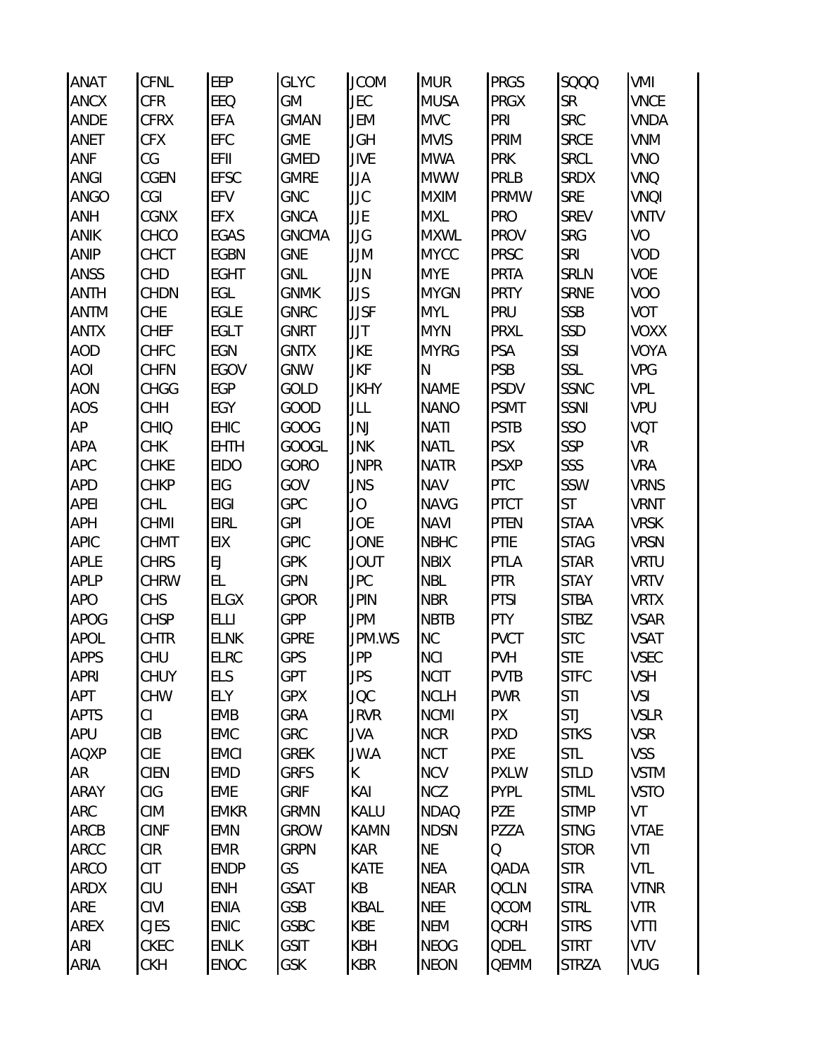| | | | | | | | | |
|---|---|---|---|---|---|---|---|---|
| ANAT | CFNL | EEP | GLYC | JCOM | MUR | PRGS | SQQQ | VMI |
| ANCX | CFR | EEQ | GM | JEC | MUSA | PRGX | SR | VNCE |
| ANDE | CFRX | EFA | GMAN | JEM | MVC | PRI | SRC | VNDA |
| ANET | CFX | EFC | GME | JGH | MVIS | PRIM | SRCE | VNM |
| ANF | CG | EFII | GMED | JIVE | MWA | PRK | SRCL | VNO |
| ANGI | CGEN | EFSC | GMRE | JJA | MWW | PRLB | SRDX | VNQ |
| ANGO | CGI | EFV | GNC | JJC | MXIM | PRMW | SRE | VNQI |
| ANH | CGNX | EFX | GNCA | JJE | MXL | PRO | SREV | VNTV |
| ANIK | CHCO | EGAS | GNCMA | JJG | MXWL | PROV | SRG | VO |
| ANIP | CHCT | EGBN | GNE | JJM | MYCC | PRSC | SRI | VOD |
| ANSS | CHD | EGHT | GNL | JJN | MYE | PRTA | SRLN | VOE |
| ANTH | CHDN | EGL | GNMK | JJS | MYGN | PRTY | SRNE | VOO |
| ANTM | CHE | EGLE | GNRC | JJSF | MYL | PRU | SSB | VOT |
| ANTX | CHEF | EGLT | GNRT | JJT | MYN | PRXL | SSD | VOXX |
| AOD | CHFC | EGN | GNTX | JKE | MYRG | PSA | SSI | VOYA |
| AOI | CHFN | EGOV | GNW | JKF | N | PSB | SSL | VPG |
| AON | CHGG | EGP | GOLD | JKHY | NAME | PSDV | SSNC | VPL |
| AOS | CHH | EGY | GOOD | JLL | NANO | PSMT | SSNI | VPU |
| AP | CHIQ | EHIC | GOOG | JNJ | NATI | PSTB | SSO | VQT |
| APA | CHK | EHTH | GOOGL | JNK | NATL | PSX | SSP | VR |
| APC | CHKE | EIDO | GORO | JNPR | NATR | PSXP | SSS | VRA |
| APD | CHKP | EIG | GOV | JNS | NAV | PTC | SSW | VRNS |
| APEI | CHL | EIGI | GPC | JO | NAVG | PTCT | ST | VRNT |
| APH | CHMI | EIRL | GPI | JOE | NAVI | PTEN | STAA | VRSK |
| APIC | CHMT | EIX | GPIC | JONE | NBHC | PTIE | STAG | VRSN |
| APLE | CHRS | EJ | GPK | JOUT | NBIX | PTLA | STAR | VRTU |
| APLP | CHRW | EL | GPN | JPC | NBL | PTR | STAY | VRTV |
| APO | CHS | ELGX | GPOR | JPIN | NBR | PTSI | STBA | VRTX |
| APOG | CHSP | ELLI | GPP | JPM | NBTB | PTY | STBZ | VSAR |
| APOL | CHTR | ELNK | GPRE | JPM.WS | NC | PVCT | STC | VSAT |
| APPS | CHU | ELRC | GPS | JPP | NCI | PVH | STE | VSEC |
| APRI | CHUY | ELS | GPT | JPS | NCIT | PVTB | STFC | VSH |
| APT | CHW | ELY | GPX | JQC | NCLH | PWR | STI | VSI |
| APTS | CI | EMB | GRA | JRVR | NCMI | PX | STJ | VSLR |
| APU | CIB | EMC | GRC | JVA | NCR | PXD | STKS | VSR |
| AQXP | CIE | EMCI | GREK | JW.A | NCT | PXE | STL | VSS |
| AR | CIEN | EMD | GRFS | K | NCV | PXLW | STLD | VSTM |
| ARAY | CIG | EME | GRIF | KAI | NCZ | PYPL | STML | VSTO |
| ARC | CIM | EMKR | GRMN | KALU | NDAQ | PZE | STMP | VT |
| ARCB | CINF | EMN | GROW | KAMN | NDSN | PZZA | STNG | VTAE |
| ARCC | CIR | EMR | GRPN | KAR | NE | Q | STOR | VTI |
| ARCO | CIT | ENDP | GS | KATE | NEA | QADA | STR | VTL |
| ARDX | CIU | ENH | GSAT | KB | NEAR | QCLN | STRA | VTNR |
| ARE | CIVI | ENIA | GSB | KBAL | NEE | QCOM | STRL | VTR |
| AREX | CJES | ENIC | GSBC | KBE | NEM | QCRH | STRS | VTTI |
| ARI | CKEC | ENLK | GSIT | KBH | NEOG | QDEL | STRT | VTV |
| ARIA | CKH | ENOC | GSK | KBR | NEON | QEMM | STRZA | VUG |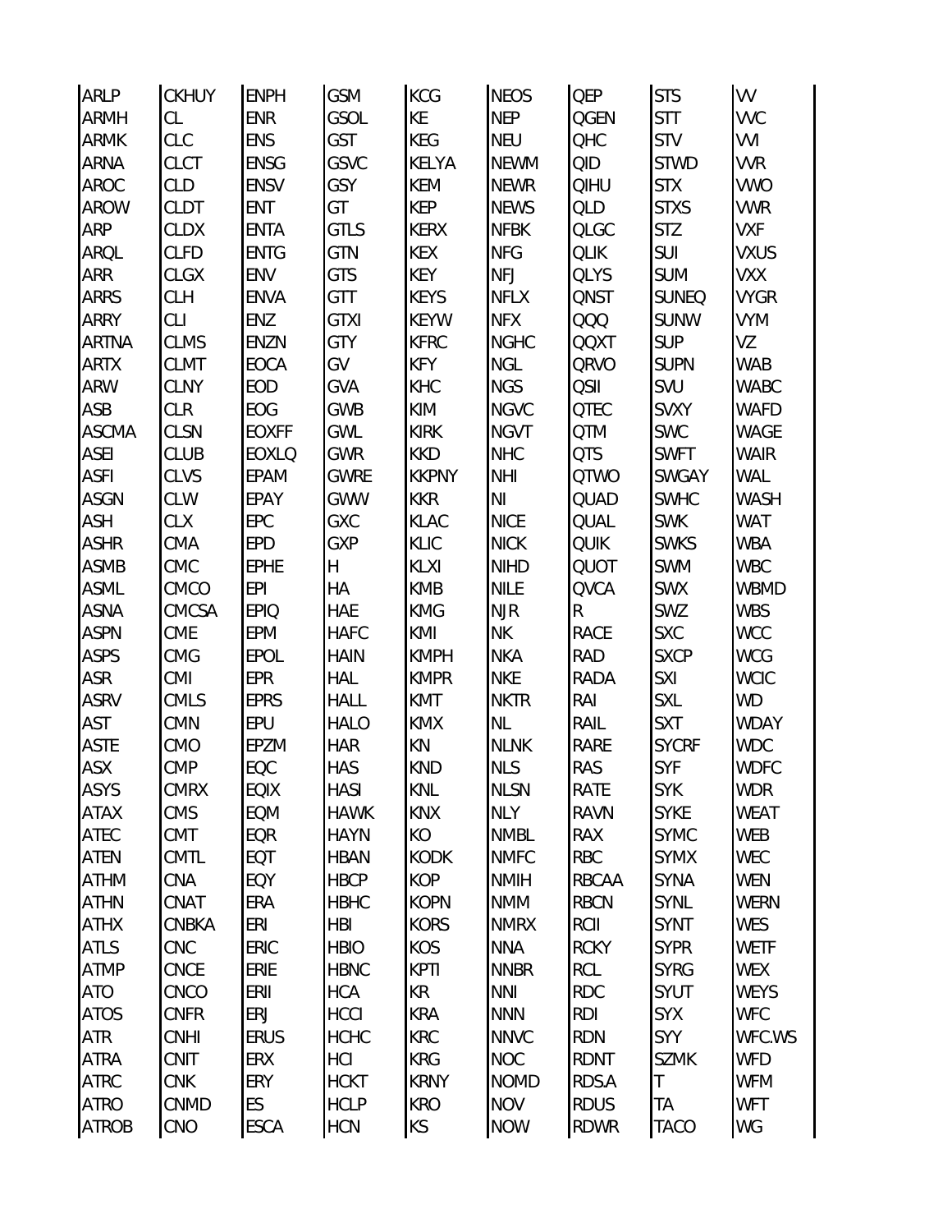| ARLP | CKHUY | ENPH | GSM | KCG | NEOS | QEP | STS | VV |
|---|---|---|---|---|---|---|---|---|
| ARMH | CL | ENR | GSOL | KE | NEP | QGEN | STT | VVC |
| ARMK | CLC | ENS | GST | KEG | NEU | QHC | STV | VVI |
| ARNA | CLCT | ENSG | GSVC | KELYA | NEWM | QID | STWD | VVR |
| AROC | CLD | ENSV | GSY | KEM | NEWR | QIHU | STX | VWO |
| AROW | CLDT | ENT | GT | KEP | NEWS | QLD | STXS | VWR |
| ARP | CLDX | ENTA | GTLS | KERX | NFBK | QLGC | STZ | VXF |
| ARQL | CLFD | ENTG | GTN | KEX | NFG | QLIK | SUI | VXUS |
| ARR | CLGX | ENV | GTS | KEY | NFJ | QLYS | SUM | VXX |
| ARRS | CLH | ENVA | GTT | KEYS | NFLX | QNST | SUNEQ | VYGR |
| ARRY | CLI | ENZ | GTXI | KEYW | NFX | QQQ | SUNW | VYM |
| ARTNA | CLMS | ENZN | GTY | KFRC | NGHC | QQXT | SUP | VZ |
| ARTX | CLMT | EOCA | GV | KFY | NGL | QRVO | SUPN | WAB |
| ARW | CLNY | EOD | GVA | KHC | NGS | QSII | SVU | WABC |
| ASB | CLR | EOG | GWB | KIM | NGVC | QTEC | SVXY | WAFD |
| ASCMA | CLSN | EOXFF | GWL | KIRK | NGVT | QTM | SWC | WAGE |
| ASEI | CLUB | EOXLQ | GWR | KKD | NHC | QTS | SWFT | WAIR |
| ASFI | CLVS | EPAM | GWRE | KKPNY | NHI | QTWO | SWGAY | WAL |
| ASGN | CLW | EPAY | GWW | KKR | NI | QUAD | SWHC | WASH |
| ASH | CLX | EPC | GXC | KLAC | NICE | QUAL | SWK | WAT |
| ASHR | CMA | EPD | GXP | KLIC | NICK | QUIK | SWKS | WBA |
| ASMB | CMC | EPHE | H | KLXI | NIHD | QUOT | SWM | WBC |
| ASML | CMCO | EPI | HA | KMB | NILE | QVCA | SWX | WBMD |
| ASNA | CMCSA | EPIQ | HAE | KMG | NJR | R | SWZ | WBS |
| ASPN | CME | EPM | HAFC | KMI | NK | RACE | SXC | WCC |
| ASPS | CMG | EPOL | HAIN | KMPH | NKA | RAD | SXCP | WCG |
| ASR | CMI | EPR | HAL | KMPR | NKE | RADA | SXI | WCIC |
| ASRV | CMLS | EPRS | HALL | KMT | NKTR | RAI | SXL | WD |
| AST | CMN | EPU | HALO | KMX | NL | RAIL | SXT | WDAY |
| ASTE | CMO | EPZM | HAR | KN | NLNK | RARE | SYCRF | WDC |
| ASX | CMP | EQC | HAS | KND | NLS | RAS | SYF | WDFC |
| ASYS | CMRX | EQIX | HASI | KNL | NLSN | RATE | SYK | WDR |
| ATAX | CMS | EQM | HAWK | KNX | NLY | RAVN | SYKE | WEAT |
| ATEC | CMT | EQR | HAYN | KO | NMBL | RAX | SYMC | WEB |
| ATEN | CMTL | EQT | HBAN | KODK | NMFC | RBC | SYMX | WEC |
| ATHM | CNA | EQY | HBCP | KOP | NMIH | RBCAA | SYNA | WEN |
| ATHN | CNAT | ERA | HBHC | KOPN | NMM | RBCN | SYNL | WERN |
| ATHX | CNBKA | ERI | HBI | KORS | NMRX | RCII | SYNT | WES |
| ATLS | CNC | ERIC | HBIO | KOS | NNA | RCKY | SYPR | WETF |
| ATMP | CNCE | ERIE | HBNC | KPTI | NNBR | RCL | SYRG | WEX |
| ATO | CNCO | ERII | HCA | KR | NNI | RDC | SYUT | WEYS |
| ATOS | CNFR | ERJ | HCCI | KRA | NNN | RDI | SYX | WFC |
| ATR | CNHI | ERUS | HCHC | KRC | NNVC | RDN | SYY | WFC.WS |
| ATRA | CNIT | ERX | HCI | KRG | NOC | RDNT | SZMK | WFD |
| ATRC | CNK | ERY | HCKT | KRNY | NOMD | RDS.A | T | WFM |
| ATRO | CNMD | ES | HCLP | KRO | NOV | RDUS | TA | WFT |
| ATROB | CNO | ESCA | HCN | KS | NOW | RDWR | TACO | WG |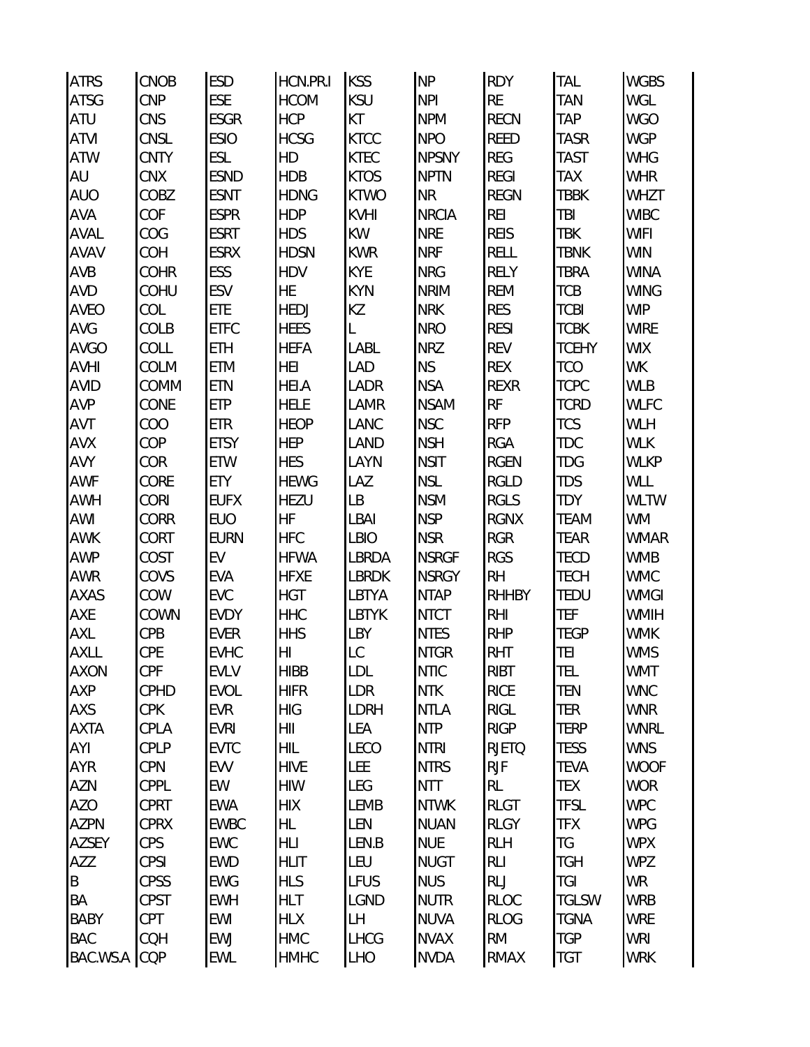| | | | | | | | | |
|---|---|---|---|---|---|---|---|---|
| ATRS | CNOB | ESD | HCN.PR.I | KSS | NP | RDY | TAL | WGBS |
| ATSG | CNP | ESE | HCOM | KSU | NPI | RE | TAN | WGL |
| ATU | CNS | ESGR | HCP | KT | NPM | RECN | TAP | WGO |
| ATVI | CNSL | ESIO | HCSG | KTCC | NPO | REED | TASR | WGP |
| ATW | CNTY | ESL | HD | KTEC | NPSNY | REG | TAST | WHG |
| AU | CNX | ESND | HDB | KTOS | NPTN | REGI | TAX | WHR |
| AUO | COBZ | ESNT | HDNG | KTWO | NR | REGN | TBBK | WHZT |
| AVA | COF | ESPR | HDP | KVHI | NRCIA | REI | TBI | WIBC |
| AVAL | COG | ESRT | HDS | KW | NRE | REIS | TBK | WIFI |
| AVAV | COH | ESRX | HDSN | KWR | NRF | RELL | TBNK | WIN |
| AVB | COHR | ESS | HDV | KYE | NRG | RELY | TBRA | WINA |
| AVD | COHU | ESV | HE | KYN | NRIM | REM | TCB | WING |
| AVEO | COL | ETE | HEDJ | KZ | NRK | RES | TCBI | WIP |
| AVG | COLB | ETFC | HEES | L | NRO | RESI | TCBK | WIRE |
| AVGO | COLL | ETH | HEFA | LABL | NRZ | REV | TCEHY | WIX |
| AVHI | COLM | ETM | HEI | LAD | NS | REX | TCO | WK |
| AVID | COMM | ETN | HEI.A | LADR | NSA | REXR | TCPC | WLB |
| AVP | CONE | ETP | HELE | LAMR | NSAM | RF | TCRD | WLFC |
| AVT | COO | ETR | HEOP | LANC | NSC | RFP | TCS | WLH |
| AVX | COP | ETSY | HEP | LAND | NSH | RGA | TDC | WLK |
| AVY | COR | ETW | HES | LAYN | NSIT | RGEN | TDG | WLKP |
| AWF | CORE | ETY | HEWG | LAZ | NSL | RGLD | TDS | WLL |
| AWH | CORI | EUFX | HEZU | LB | NSM | RGLS | TDY | WLTW |
| AWI | CORR | EUO | HF | LBAI | NSP | RGNX | TEAM | WM |
| AWK | CORT | EURN | HFC | LBIO | NSR | RGR | TEAR | WMAR |
| AWP | COST | EV | HFWA | LBRDA | NSRGF | RGS | TECD | WMB |
| AWR | COVS | EVA | HFXE | LBRDK | NSRGY | RH | TECH | WMC |
| AXAS | COW | EVC | HGT | LBTYA | NTAP | RHHBY | TEDU | WMGI |
| AXE | COWN | EVDY | HHC | LBTYK | NTCT | RHI | TEF | WMIH |
| AXL | CPB | EVER | HHS | LBY | NTES | RHP | TEGP | WMK |
| AXLL | CPE | EVHC | HI | LC | NTGR | RHT | TEI | WMS |
| AXON | CPF | EVLV | HIBB | LDL | NTIC | RIBT | TEL | WMT |
| AXP | CPHD | EVOL | HIFR | LDR | NTK | RICE | TEN | WNC |
| AXS | CPK | EVR | HIG | LDRH | NTLA | RIGL | TER | WNR |
| AXTA | CPLA | EVRI | HII | LEA | NTP | RIGP | TERP | WNRL |
| AYI | CPLP | EVTC | HIL | LECO | NTRI | RJETQ | TESS | WNS |
| AYR | CPN | EVV | HIVE | LEE | NTRS | RJF | TEVA | WOOF |
| AZN | CPPL | EW | HIW | LEG | NTT | RL | TEX | WOR |
| AZO | CPRT | EWA | HIX | LEMB | NTWK | RLGT | TFSL | WPC |
| AZPN | CPRX | EWBC | HL | LEN | NUAN | RLGY | TFX | WPG |
| AZSEY | CPS | EWC | HLI | LEN.B | NUE | RLH | TG | WPX |
| AZZ | CPSI | EWD | HLIT | LEU | NUGT | RLI | TGH | WPZ |
| B | CPSS | EWG | HLS | LFUS | NUS | RLJ | TGI | WR |
| BA | CPST | EWH | HLT | LGND | NUTR | RLOC | TGLSW | WRB |
| BABY | CPT | EWI | HLX | LH | NUVA | RLOG | TGNA | WRE |
| BAC | CQH | EWJ | HMC | LHCG | NVAX | RM | TGP | WRI |
| BAC.WS.A | CQP | EWL | HMHC | LHO | NVDA | RMAX | TGT | WRK |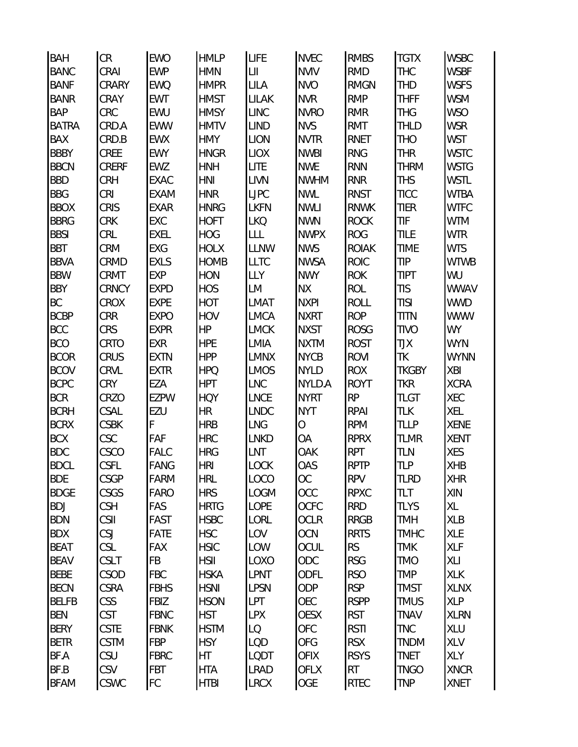| | | | | | | | | |
|---|---|---|---|---|---|---|---|---|
| BAH | CR | EWO | HMLP | LIFE | NVEC | RMBS | TGTX | WSBC |
| BANC | CRAI | EWP | HMN | LII | NVIV | RMD | THC | WSBF |
| BANF | CRARY | EWQ | HMPR | LILA | NVO | RMGN | THD | WSFS |
| BANR | CRAY | EWT | HMST | LILAK | NVR | RMP | THFF | WSM |
| BAP | CRC | EWU | HMSY | LINC | NVRO | RMR | THG | WSO |
| BATRA | CRD.A | EWW | HMTV | LIND | NVS | RMT | THLD | WSR |
| BAX | CRD.B | EWX | HMY | LION | NVTR | RNET | THO | WST |
| BBBY | CREE | EWY | HNGR | LIOX | NWBI | RNG | THR | WSTC |
| BBCN | CRERF | EWZ | HNH | LITE | NWE | RNN | THRM | WSTG |
| BBD | CRH | EXAC | HNI | LIVN | NWHM | RNR | THS | WSTL |
| BBG | CRI | EXAM | HNR | LJPC | NWL | RNST | TICC | WTBA |
| BBOX | CRIS | EXAR | HNRG | LKFN | NWLI | RNWK | TIER | WTFC |
| BBRG | CRK | EXC | HOFT | LKQ | NWN | ROCK | TIF | WTM |
| BBSI | CRL | EXEL | HOG | LLL | NWPX | ROG | TILE | WTR |
| BBT | CRM | EXG | HOLX | LLNW | NWS | ROIAK | TIME | WTS |
| BBVA | CRMD | EXLS | HOMB | LLTC | NWSA | ROIC | TIP | WTWB |
| BBW | CRMT | EXP | HON | LLY | NWY | ROK | TIPT | WU |
| BBY | CRNCY | EXPD | HOS | LM | NX | ROL | TIS | WWAV |
| BC | CROX | EXPE | HOT | LMAT | NXPI | ROLL | TISI | WWD |
| BCBP | CRR | EXPO | HOV | LMCA | NXRT | ROP | TITN | WWW |
| BCC | CRS | EXPR | HP | LMCK | NXST | ROSG | TIVO | WY |
| BCO | CRTO | EXR | HPE | LMIA | NXTM | ROST | TJX | WYN |
| BCOR | CRUS | EXTN | HPP | LMNX | NYCB | ROVI | TK | WYNN |
| BCOV | CRVL | EXTR | HPQ | LMOS | NYLD | ROX | TKGBY | XBI |
| BCPC | CRY | EZA | HPT | LNC | NYLD.A | ROYT | TKR | XCRA |
| BCR | CRZO | EZPW | HQY | LNCE | NYRT | RP | TLGT | XEC |
| BCRH | CSAL | EZU | HR | LNDC | NYT | RPAI | TLK | XEL |
| BCRX | CSBK | F | HRB | LNG | O | RPM | TLLP | XENE |
| BCX | CSC | FAF | HRC | LNKD | OA | RPRX | TLMR | XENT |
| BDC | CSCO | FALC | HRG | LNT | OAK | RPT | TLN | XES |
| BDCL | CSFL | FANG | HRI | LOCK | OAS | RPTP | TLP | XHB |
| BDE | CSGP | FARM | HRL | LOCO | OC | RPV | TLRD | XHR |
| BDGE | CSGS | FARO | HRS | LOGM | OCC | RPXC | TLT | XIN |
| BDJ | CSH | FAS | HRTG | LOPE | OCFC | RRD | TLYS | XL |
| BDN | CSII | FAST | HSBC | LORL | OCLR | RRGB | TMH | XLB |
| BDX | CSJ | FATE | HSC | LOV | OCN | RRTS | TMHC | XLE |
| BEAT | CSL | FAX | HSIC | LOW | OCUL | RS | TMK | XLF |
| BEAV | CSLT | FB | HSII | LOXO | ODC | RSG | TMO | XLI |
| BEBE | CSOD | FBC | HSKA | LPNT | ODFL | RSO | TMP | XLK |
| BECN | CSRA | FBHS | HSNI | LPSN | ODP | RSP | TMST | XLNX |
| BELFB | CSS | FBIZ | HSON | LPT | OEC | RSPP | TMUS | XLP |
| BEN | CST | FBNC | HST | LPX | OESX | RST | TNAV | XLRN |
| BERY | CSTE | FBNK | HSTM | LQ | OFC | RSTI | TNC | XLU |
| BETR | CSTM | FBP | HSY | LQD | OFG | RSX | TNDM | XLV |
| BF.A | CSU | FBRC | HT | LQDT | OFIX | RSYS | TNET | XLY |
| BF.B | CSV | FBT | HTA | LRAD | OFLX | RT | TNGO | XNCR |
| BFAM | CSWC | FC | HTBI | LRCX | OGE | RTEC | TNP | XNET |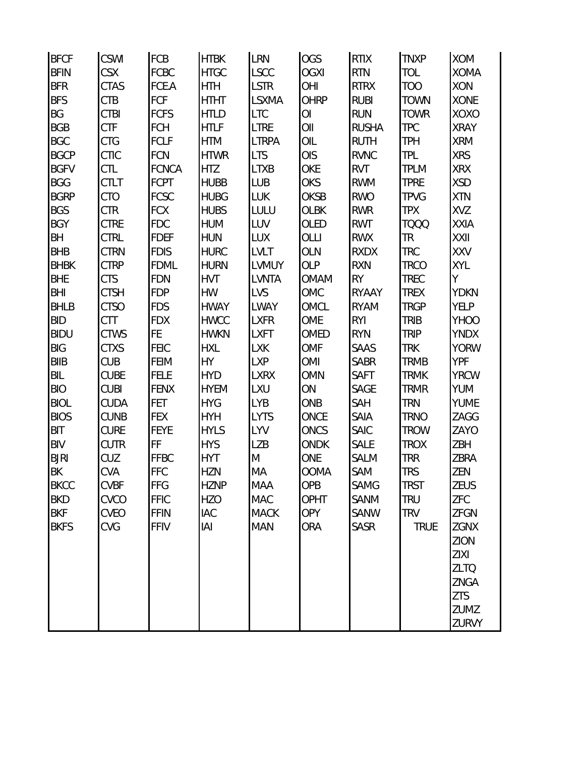| | | | | | | | | |
|---|---|---|---|---|---|---|---|---|
| BFCF | CSWI | FCB | HTBK | LRN | OGS | RTIX | TNXP | XOM |
| BFIN | CSX | FCBC | HTGC | LSCC | OGXI | RTN | TOL | XOMA |
| BFR | CTAS | FCE.A | HTH | LSTR | OHI | RTRX | TOO | XON |
| BFS | CTB | FCF | HTHT | LSXMA | OHRP | RUBI | TOWN | XONE |
| BG | CTBI | FCFS | HTLD | LTC | OI | RUN | TOWR | XOXO |
| BGB | CTF | FCH | HTLF | LTRE | OII | RUSHA | TPC | XRAY |
| BGC | CTG | FCLF | HTM | LTRPA | OIL | RUTH | TPH | XRM |
| BGCP | CTIC | FCN | HTWR | LTS | OIS | RVNC | TPL | XRS |
| BGFV | CTL | FCNCA | HTZ | LTXB | OKE | RVT | TPLM | XRX |
| BGG | CTLT | FCPT | HUBB | LUB | OKS | RWM | TPRE | XSD |
| BGRP | CTO | FCSC | HUBG | LUK | OKSB | RWO | TPVG | XTN |
| BGS | CTR | FCX | HUBS | LULU | OLBK | RWR | TPX | XVZ |
| BGY | CTRE | FDC | HUM | LUV | OLED | RWT | TQQQ | XXIA |
| BH | CTRL | FDEF | HUN | LUX | OLLI | RWX | TR | XXII |
| BHB | CTRN | FDIS | HURC | LVLT | OLN | RXDX | TRC | XXV |
| BHBK | CTRP | FDML | HURN | LVMUY | OLP | RXN | TRCO | XYL |
| BHE | CTS | FDN | HVT | LVNTA | OMAM | RY | TREC | Y |
| BHI | CTSH | FDP | HW | LVS | OMC | RYAAY | TREX | YDKN |
| BHLB | CTSO | FDS | HWAY | LWAY | OMCL | RYAM | TRGP | YELP |
| BID | CTT | FDX | HWCC | LXFR | OME | RYI | TRIB | YHOO |
| BIDU | CTWS | FE | HWKN | LXFT | OMED | RYN | TRIP | YNDX |
| BIG | CTXS | FEIC | HXL | LXK | OMF | SAAS | TRK | YORW |
| BIIB | CUB | FEIM | HY | LXP | OMI | SABR | TRMB | YPF |
| BIL | CUBE | FELE | HYD | LXRX | OMN | SAFT | TRMK | YRCW |
| BIO | CUBI | FENX | HYEM | LXU | ON | SAGE | TRMR | YUM |
| BIOL | CUDA | FET | HYG | LYB | ONB | SAH | TRN | YUME |
| BIOS | CUNB | FEX | HYH | LYTS | ONCE | SAIA | TRNO | ZAGG |
| BIT | CURE | FEYE | HYLS | LYV | ONCS | SAIC | TROW | ZAYO |
| BIV | CUTR | FF | HYS | LZB | ONDK | SALE | TROX | ZBH |
| BJRI | CUZ | FFBC | HYT | M | ONE | SALM | TRR | ZBRA |
| BK | CVA | FFC | HZN | MA | OOMA | SAM | TRS | ZEN |
| BKCC | CVBF | FFG | HZNP | MAA | OPB | SAMG | TRST | ZEUS |
| BKD | CVCO | FFIC | HZO | MAC | OPHT | SANM | TRU | ZFC |
| BKF | CVEO | FFIN | IAC | MACK | OPY | SANW | TRV | ZFGN |
| BKFS | CVG | FFIV | IAI | MAN | ORA | SASR | TRUE | ZGNX |
| | | | | | | | | ZION |
| | | | | | | | | ZIXI |
| | | | | | | | | ZLTQ |
| | | | | | | | | ZNGA |
| | | | | | | | | ZTS |
| | | | | | | | | ZUMZ |
| | | | | | | | | ZURVY |